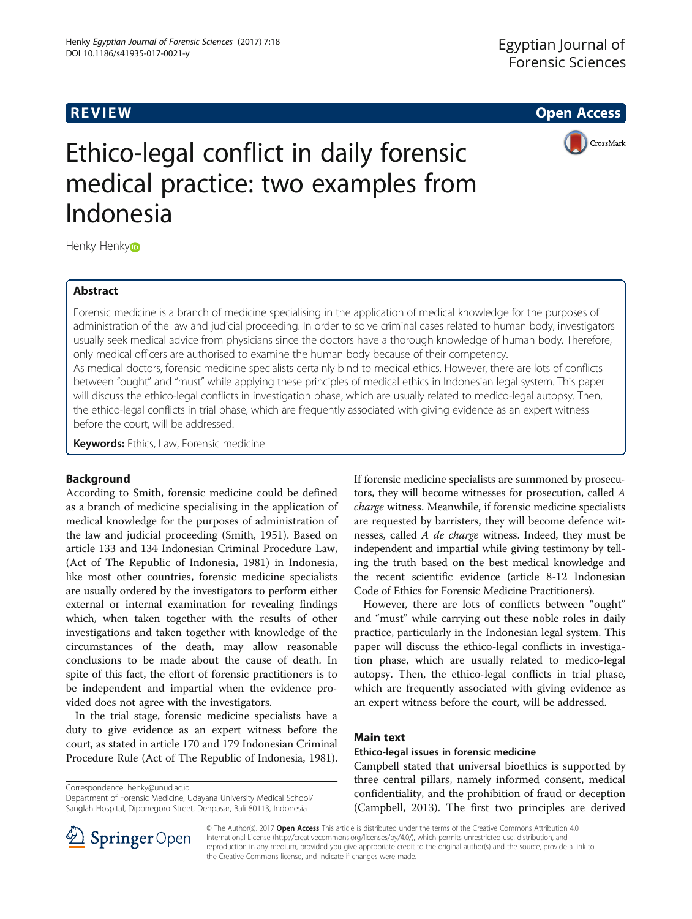**REVIEW** **Open Access**

# Ethico-legal conflict in daily forensic medical practice: two examples from Indonesia

Henky Henky

## Abstract

Forensic medicine is a branch of medicine specialising in the application of medical knowledge for the purposes of administration of the law and judicial proceeding. In order to solve criminal cases related to human body, investigators usually seek medical advice from physicians since the doctors have a thorough knowledge of human body. Therefore, only medical officers are authorised to examine the human body because of their competency.

As medical doctors, forensic medicine specialists certainly bind to medical ethics. However, there are lots of conflicts between "ought" and "must" while applying these principles of medical ethics in Indonesian legal system. This paper will discuss the ethico-legal conflicts in investigation phase, which are usually related to medico-legal autopsy. Then, the ethico-legal conflicts in trial phase, which are frequently associated with giving evidence as an expert witness before the court, will be addressed.

**Keywords:** Ethics, Law, Forensic medicine

## Background

According to Smith, forensic medicine could be defined as a branch of medicine specialising in the application of medical knowledge for the purposes of administration of the law and judicial proceeding (Smith, 1951). Based on article 133 and 134 Indonesian Criminal Procedure Law, (Act of The Republic of Indonesia, 1981) in Indonesia, like most other countries, forensic medicine specialists are usually ordered by the investigators to perform either external or internal examination for revealing findings which, when taken together with the results of other investigations and taken together with knowledge of the circumstances of the death, may allow reasonable conclusions to be made about the cause of death. In spite of this fact, the effort of forensic practitioners is to be independent and impartial when the evidence provided does not agree with the investigators.

In the trial stage, forensic medicine specialists have a duty to give evidence as an expert witness before the court, as stated in article 170 and 179 Indonesian Criminal Procedure Rule (Act of The Republic of Indonesia, 1981). If forensic medicine specialists are summoned by prosecutors, they will become witnesses for prosecution, called *A charge* witness. Meanwhile, if forensic medicine specialists are requested by barristers, they will become defence witnesses, called *A de charge* witness. Indeed, they must be independent and impartial while giving testimony by telling the truth based on the best medical knowledge and the recent scientific evidence (article 8-12 Indonesian Code of Ethics for Forensic Medicine Practitioners).

However, there are lots of conflicts between "ought" and "must" while carrying out these noble roles in daily practice, particularly in the Indonesian legal system. This paper will discuss the ethico-legal conflicts in investigation phase, which are usually related to medico-legal autopsy. Then, the ethico-legal conflicts in trial phase, which are frequently associated with giving evidence as an expert witness before the court, will be addressed.

## Main text

### Ethico-legal issues in forensic medicine

Campbell stated that universal bioethics is supported by three central pillars, namely informed consent, medical confidentiality, and the prohibition of fraud or deception (Campbell, 2013). The first two principles are derived

Correspondence: henky@unud.ac.id
Department of Forensic Medicine, Udayana University Medical School/Sanglah Hospital, Diponegoro Street, Denpasar, Bali 80113, Indonesia

© The Author(s). 2017 **Open Access** This article is distributed under the terms of the Creative Commons Attribution 4.0 International License (http://creativecommons.org/licenses/by/4.0/), which permits unrestricted use, distribution, and reproduction in any medium, provided you give appropriate credit to the original author(s) and the source, provide a link to the Creative Commons license, and indicate if changes were made.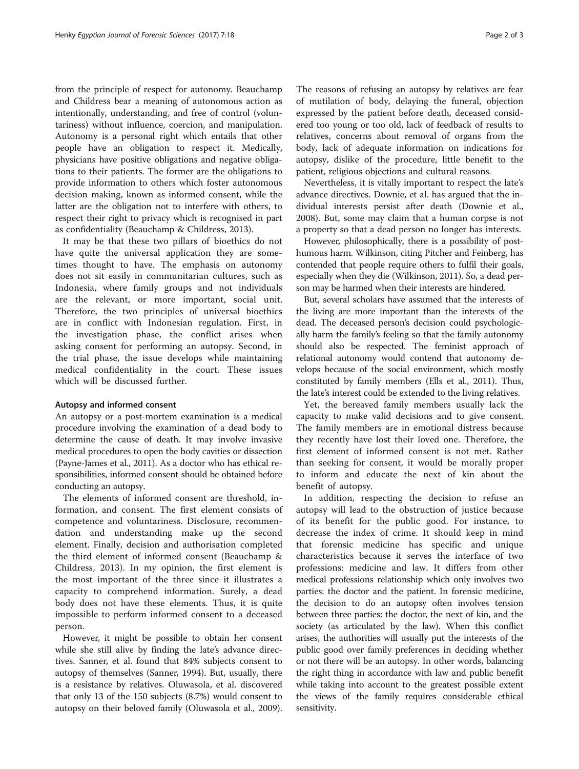from the principle of respect for autonomy. Beauchamp and Childress bear a meaning of autonomous action as intentionally, understanding, and free of control (voluntariness) without influence, coercion, and manipulation. Autonomy is a personal right which entails that other people have an obligation to respect it. Medically, physicians have positive obligations and negative obligations to their patients. The former are the obligations to provide information to others which foster autonomous decision making, known as informed consent, while the latter are the obligation not to interfere with others, to respect their right to privacy which is recognised in part as confidentiality (Beauchamp & Childress, 2013).

It may be that these two pillars of bioethics do not have quite the universal application they are sometimes thought to have. The emphasis on autonomy does not sit easily in communitarian cultures, such as Indonesia, where family groups and not individuals are the relevant, or more important, social unit. Therefore, the two principles of universal bioethics are in conflict with Indonesian regulation. First, in the investigation phase, the conflict arises when asking consent for performing an autopsy. Second, in the trial phase, the issue develops while maintaining medical confidentiality in the court. These issues which will be discussed further.

### Autopsy and informed consent

An autopsy or a post-mortem examination is a medical procedure involving the examination of a dead body to determine the cause of death. It may involve invasive medical procedures to open the body cavities or dissection (Payne-James et al., 2011). As a doctor who has ethical responsibilities, informed consent should be obtained before conducting an autopsy.

The elements of informed consent are threshold, information, and consent. The first element consists of competence and voluntariness. Disclosure, recommendation and understanding make up the second element. Finally, decision and authorisation completed the third element of informed consent (Beauchamp & Childress, 2013). In my opinion, the first element is the most important of the three since it illustrates a capacity to comprehend information. Surely, a dead body does not have these elements. Thus, it is quite impossible to perform informed consent to a deceased person.

However, it might be possible to obtain her consent while she still alive by finding the late's advance directives. Sanner, et al. found that 84% subjects consent to autopsy of themselves (Sanner, 1994). But, usually, there is a resistance by relatives. Oluwasola, et al. discovered that only 13 of the 150 subjects (8.7%) would consent to autopsy on their beloved family (Oluwasola et al., 2009). The reasons of refusing an autopsy by relatives are fear of mutilation of body, delaying the funeral, objection expressed by the patient before death, deceased considered too young or too old, lack of feedback of results to relatives, concerns about removal of organs from the body, lack of adequate information on indications for autopsy, dislike of the procedure, little benefit to the patient, religious objections and cultural reasons.

Nevertheless, it is vitally important to respect the late's advance directives. Downie, et al. has argued that the individual interests persist after death (Downie et al., 2008). But, some may claim that a human corpse is not a property so that a dead person no longer has interests.

However, philosophically, there is a possibility of posthumous harm. Wilkinson, citing Pitcher and Feinberg, has contended that people require others to fulfil their goals, especially when they die (Wilkinson, 2011). So, a dead person may be harmed when their interests are hindered.

But, several scholars have assumed that the interests of the living are more important than the interests of the dead. The deceased person's decision could psychologically harm the family's feeling so that the family autonomy should also be respected. The feminist approach of relational autonomy would contend that autonomy develops because of the social environment, which mostly constituted by family members (Ells et al., 2011). Thus, the late's interest could be extended to the living relatives.

Yet, the bereaved family members usually lack the capacity to make valid decisions and to give consent. The family members are in emotional distress because they recently have lost their loved one. Therefore, the first element of informed consent is not met. Rather than seeking for consent, it would be morally proper to inform and educate the next of kin about the benefit of autopsy.

In addition, respecting the decision to refuse an autopsy will lead to the obstruction of justice because of its benefit for the public good. For instance, to decrease the index of crime. It should keep in mind that forensic medicine has specific and unique characteristics because it serves the interface of two professions: medicine and law. It differs from other medical professions relationship which only involves two parties: the doctor and the patient. In forensic medicine, the decision to do an autopsy often involves tension between three parties: the doctor, the next of kin, and the society (as articulated by the law). When this conflict arises, the authorities will usually put the interests of the public good over family preferences in deciding whether or not there will be an autopsy. In other words, balancing the right thing in accordance with law and public benefit while taking into account to the greatest possible extent the views of the family requires considerable ethical sensitivity.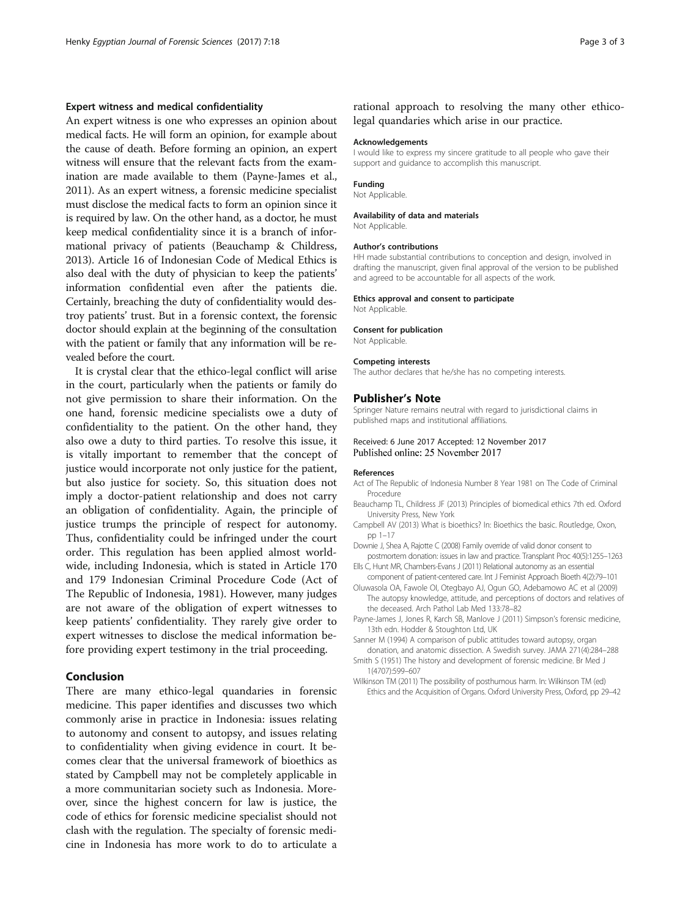### Expert witness and medical confidentiality

An expert witness is one who expresses an opinion about medical facts. He will form an opinion, for example about the cause of death. Before forming an opinion, an expert witness will ensure that the relevant facts from the examination are made available to them (Payne-James et al., 2011). As an expert witness, a forensic medicine specialist must disclose the medical facts to form an opinion since it is required by law. On the other hand, as a doctor, he must keep medical confidentiality since it is a branch of informational privacy of patients (Beauchamp & Childress, 2013). Article 16 of Indonesian Code of Medical Ethics is also deal with the duty of physician to keep the patients' information confidential even after the patients die. Certainly, breaching the duty of confidentiality would destroy patients' trust. But in a forensic context, the forensic doctor should explain at the beginning of the consultation with the patient or family that any information will be revealed before the court.

It is crystal clear that the ethico-legal conflict will arise in the court, particularly when the patients or family do not give permission to share their information. On the one hand, forensic medicine specialists owe a duty of confidentiality to the patient. On the other hand, they also owe a duty to third parties. To resolve this issue, it is vitally important to remember that the concept of justice would incorporate not only justice for the patient, but also justice for society. So, this situation does not imply a doctor-patient relationship and does not carry an obligation of confidentiality. Again, the principle of justice trumps the principle of respect for autonomy. Thus, confidentiality could be infringed under the court order. This regulation has been applied almost worldwide, including Indonesia, which is stated in Article 170 and 179 Indonesian Criminal Procedure Code (Act of The Republic of Indonesia, 1981). However, many judges are not aware of the obligation of expert witnesses to keep patients' confidentiality. They rarely give order to expert witnesses to disclose the medical information before providing expert testimony in the trial proceeding.

## Conclusion

There are many ethico-legal quandaries in forensic medicine. This paper identifies and discusses two which commonly arise in practice in Indonesia: issues relating to autonomy and consent to autopsy, and issues relating to confidentiality when giving evidence in court. It becomes clear that the universal framework of bioethics as stated by Campbell may not be completely applicable in a more communitarian society such as Indonesia. Moreover, since the highest concern for law is justice, the code of ethics for forensic medicine specialist should not clash with the regulation. The specialty of forensic medicine in Indonesia has more work to do to articulate a rational approach to resolving the many other ethico-legal quandaries which arise in our practice.

#### Acknowledgements

I would like to express my sincere gratitude to all people who gave their support and guidance to accomplish this manuscript.

#### Funding

Not Applicable.

#### Availability of data and materials

Not Applicable.

#### Author's contributions

HH made substantial contributions to conception and design, involved in drafting the manuscript, given final approval of the version to be published and agreed to be accountable for all aspects of the work.

#### Ethics approval and consent to participate

Not Applicable.

#### Consent for publication

Not Applicable.

#### Competing interests

The author declares that he/she has no competing interests.

## Publisher's Note

Springer Nature remains neutral with regard to jurisdictional claims in published maps and institutional affiliations.

Received: 6 June 2017 Accepted: 12 November 2017
Published online: 25 November 2017

#### References

- Act of The Republic of Indonesia Number 8 Year 1981 on The Code of Criminal Procedure
- Beauchamp TL, Childress JF (2013) Principles of biomedical ethics 7th ed. Oxford University Press, New York
- Campbell AV (2013) What is bioethics? In: Bioethics the basic. Routledge, Oxon, pp 1–17
- Downie J, Shea A, Rajotte C (2008) Family override of valid donor consent to postmortem donation: issues in law and practice. Transplant Proc 40(5):1255–1263
- Ells C, Hunt MR, Chambers-Evans J (2011) Relational autonomy as an essential component of patient-centered care. Int J Feminist Approach Bioeth 4(2):79–101
- Oluwasola OA, Fawole OI, Otegbayo AJ, Ogun GO, Adebamowo AC et al (2009) The autopsy knowledge, attitude, and perceptions of doctors and relatives of the deceased. Arch Pathol Lab Med 133:78–82
- Payne-James J, Jones R, Karch SB, Manlove J (2011) Simpson's forensic medicine, 13th edn. Hodder & Stoughton Ltd, UK
- Sanner M (1994) A comparison of public attitudes toward autopsy, organ donation, and anatomic dissection. A Swedish survey. JAMA 271(4):284–288
- Smith S (1951) The history and development of forensic medicine. Br Med J 1(4707):599–607
- Wilkinson TM (2011) The possibility of posthumous harm. In: Wilkinson TM (ed) Ethics and the Acquisition of Organs. Oxford University Press, Oxford, pp 29–42